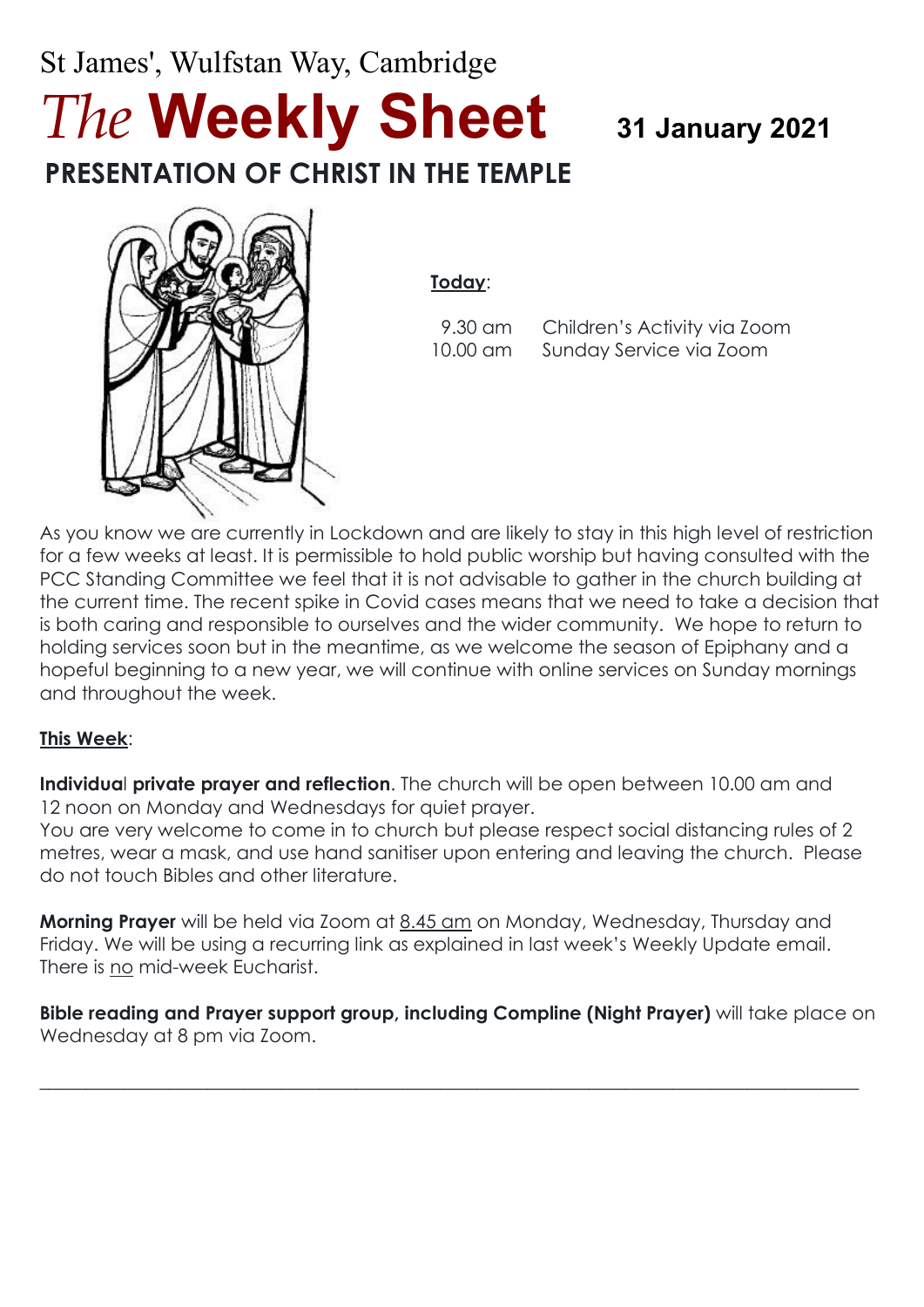St James', Wulfstan Way, Cambridge

# *The* **Weekly Sheet**

**31 January 2021**

## PRESENTATION OF CHRIST IN THE TEMPLE

**Today**:

| | |
|---|---|
| 9.30 am | Children's Activity via Zoom |
| 10.00 am | Sunday Service via Zoom |

As you know we are currently in Lockdown and are likely to stay in this high level of restriction for a few weeks at least. It is permissible to hold public worship but having consulted with the PCC Standing Committee we feel that it is not advisable to gather in the church building at the current time. The recent spike in Covid cases means that we need to take a decision that is both caring and responsible to ourselves and the wider community. We hope to return to holding services soon but in the meantime, as we welcome the season of Epiphany and a hopeful beginning to a new year, we will continue with online services on Sunday mornings and throughout the week.

**This Week**:

**Individual private prayer and reflection**. The church will be open between 10.00 am and 12 noon on Monday and Wednesdays for quiet prayer.
You are very welcome to come in to church but please respect social distancing rules of 2 metres, wear a mask, and use hand sanitiser upon entering and leaving the church. Please do not touch Bibles and other literature.

**Morning Prayer** will be held via Zoom at 8.45 am on Monday, Wednesday, Thursday and Friday. We will be using a recurring link as explained in last week's Weekly Update email. There is no mid-week Eucharist.

**Bible reading and Prayer support group, including Compline (Night Prayer)** will take place on Wednesday at 8 pm via Zoom.

---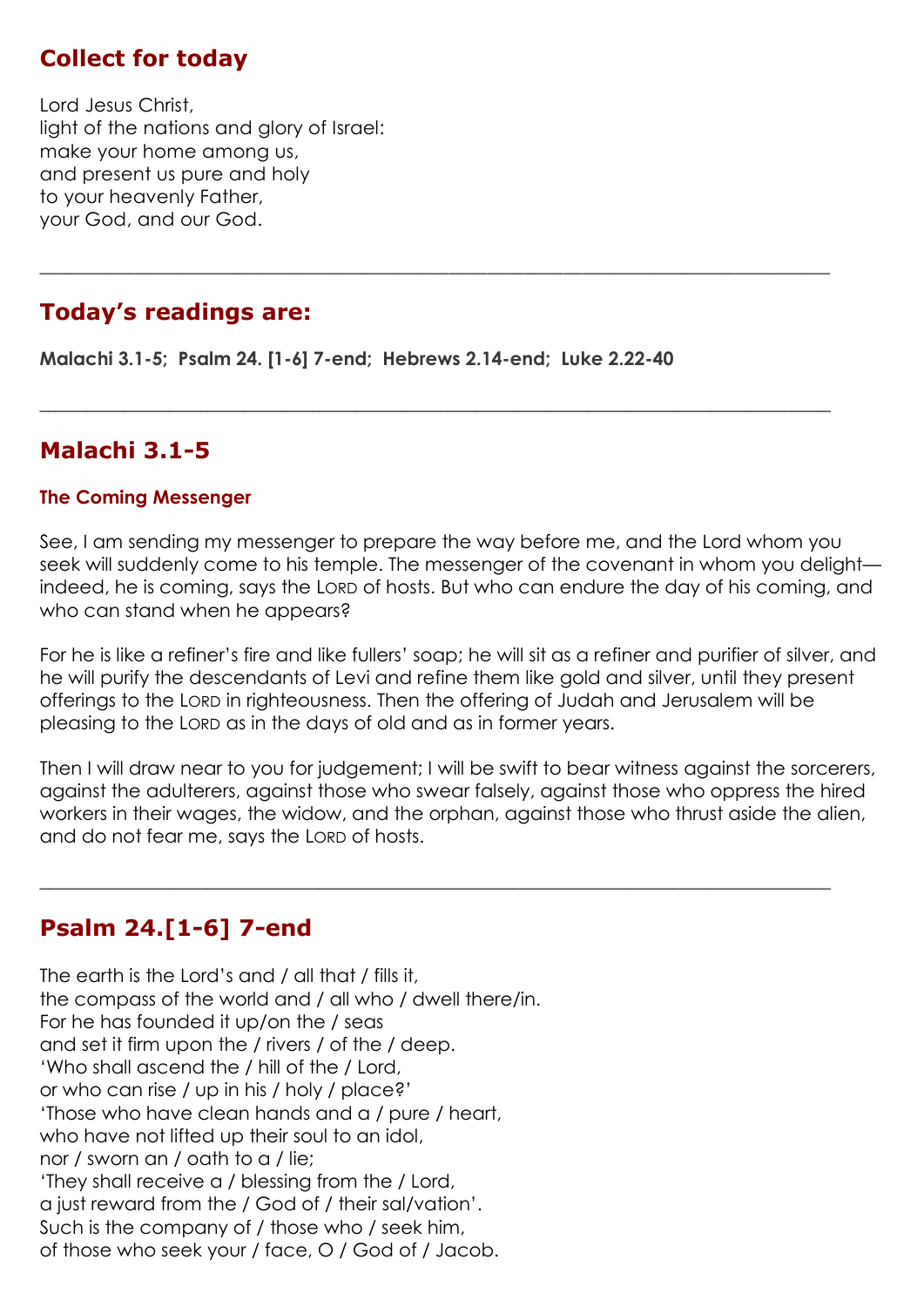## Collect for today

Lord Jesus Christ,
light of the nations and glory of Israel:
make your home among us,
and present us pure and holy
to your heavenly Father,
your God, and our God.

---

## Today's readings are:

**Malachi 3.1-5; Psalm 24. [1-6] 7-end; Hebrews 2.14-end; Luke 2.22-40**

---

## Malachi 3.1-5

### The Coming Messenger

See, I am sending my messenger to prepare the way before me, and the Lord whom you seek will suddenly come to his temple. The messenger of the covenant in whom you delight—indeed, he is coming, says the LORD of hosts. But who can endure the day of his coming, and who can stand when he appears?

For he is like a refiner's fire and like fullers' soap; he will sit as a refiner and purifier of silver, and he will purify the descendants of Levi and refine them like gold and silver, until they present offerings to the LORD in righteousness. Then the offering of Judah and Jerusalem will be pleasing to the LORD as in the days of old and as in former years.

Then I will draw near to you for judgement; I will be swift to bear witness against the sorcerers, against the adulterers, against those who swear falsely, against those who oppress the hired workers in their wages, the widow, and the orphan, against those who thrust aside the alien, and do not fear me, says the LORD of hosts.

---

## Psalm 24.[1-6] 7-end

The earth is the Lord's and / all that / fills it,
the compass of the world and / all who / dwell there/in.
For he has founded it up/on the / seas
and set it firm upon the / rivers / of the / deep.
'Who shall ascend the / hill of the / Lord,
or who can rise / up in his / holy / place?'
'Those who have clean hands and a / pure / heart,
who have not lifted up their soul to an idol,
nor / sworn an / oath to a / lie;
'They shall receive a / blessing from the / Lord,
a just reward from the / God of / their sal/vation'.
Such is the company of / those who / seek him,
of those who seek your / face, O / God of / Jacob.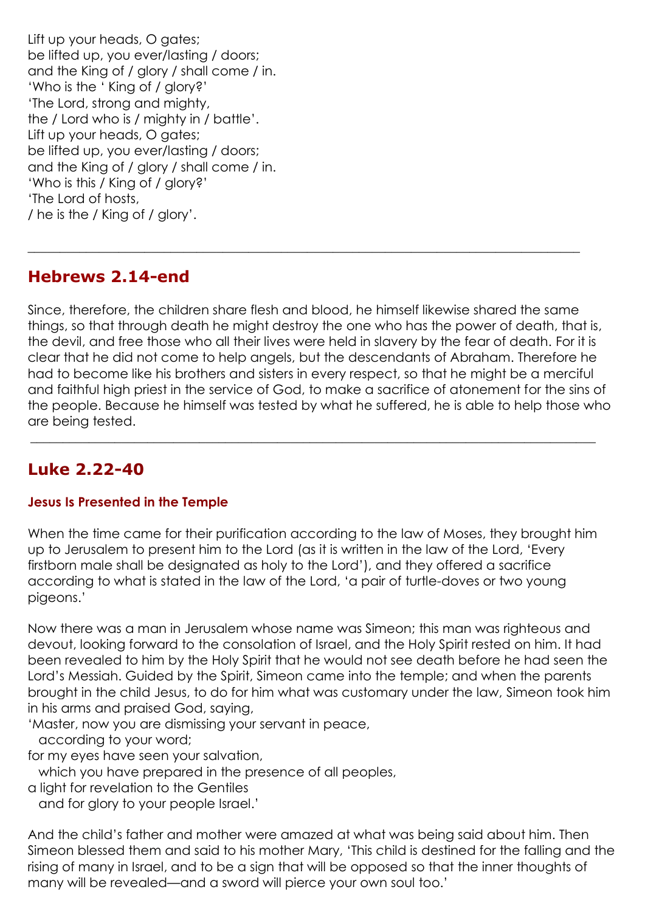Lift up your heads, O gates;
be lifted up, you ever/lasting / doors;
and the King of / glory / shall come / in.
'Who is the ' King of / glory?'
'The Lord, strong and mighty,
the / Lord who is / mighty in / battle'.
Lift up your heads, O gates;
be lifted up, you ever/lasting / doors;
and the King of / glory / shall come / in.
'Who is this / King of / glory?'
'The Lord of hosts,
/ he is the / King of / glory'.

---

## Hebrews 2.14-end

Since, therefore, the children share flesh and blood, he himself likewise shared the same things, so that through death he might destroy the one who has the power of death, that is, the devil, and free those who all their lives were held in slavery by the fear of death. For it is clear that he did not come to help angels, but the descendants of Abraham. Therefore he had to become like his brothers and sisters in every respect, so that he might be a merciful and faithful high priest in the service of God, to make a sacrifice of atonement for the sins of the people. Because he himself was tested by what he suffered, he is able to help those who are being tested.

---

## Luke 2.22-40

### Jesus Is Presented in the Temple

When the time came for their purification according to the law of Moses, they brought him up to Jerusalem to present him to the Lord (as it is written in the law of the Lord, 'Every firstborn male shall be designated as holy to the Lord'), and they offered a sacrifice according to what is stated in the law of the Lord, 'a pair of turtle-doves or two young pigeons.'

Now there was a man in Jerusalem whose name was Simeon; this man was righteous and devout, looking forward to the consolation of Israel, and the Holy Spirit rested on him. It had been revealed to him by the Holy Spirit that he would not see death before he had seen the Lord's Messiah. Guided by the Spirit, Simeon came into the temple; and when the parents brought in the child Jesus, to do for him what was customary under the law, Simeon took him in his arms and praised God, saying,
'Master, now you are dismissing your servant in peace,
  according to your word;
for my eyes have seen your salvation,
  which you have prepared in the presence of all peoples,
a light for revelation to the Gentiles
  and for glory to your people Israel.'

And the child's father and mother were amazed at what was being said about him. Then Simeon blessed them and said to his mother Mary, 'This child is destined for the falling and the rising of many in Israel, and to be a sign that will be opposed so that the inner thoughts of many will be revealed—and a sword will pierce your own soul too.'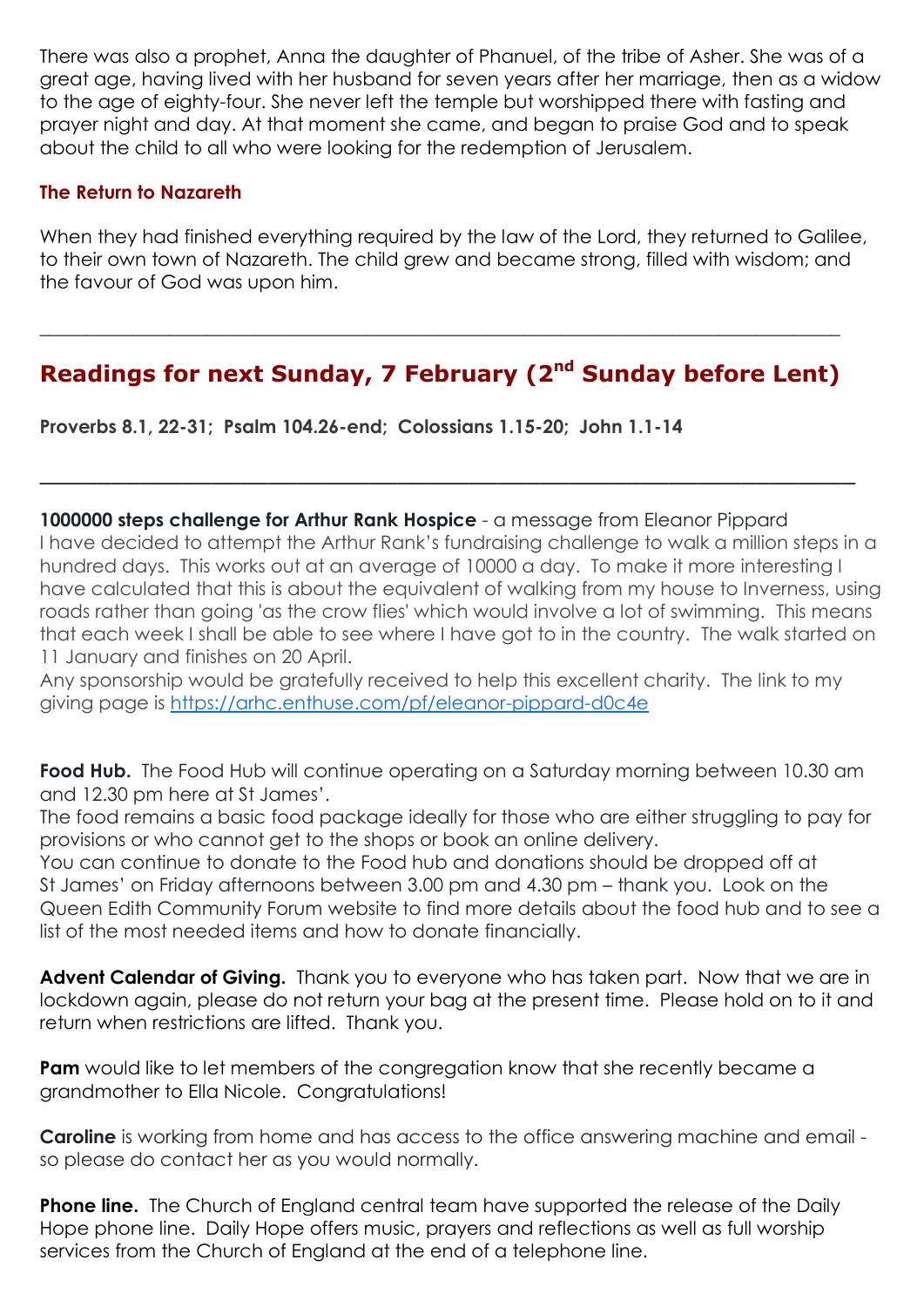There was also a prophet, Anna the daughter of Phanuel, of the tribe of Asher. She was of a great age, having lived with her husband for seven years after her marriage, then as a widow to the age of eighty-four. She never left the temple but worshipped there with fasting and prayer night and day. At that moment she came, and began to praise God and to speak about the child to all who were looking for the redemption of Jerusalem.

### The Return to Nazareth

When they had finished everything required by the law of the Lord, they returned to Galilee, to their own town of Nazareth. The child grew and became strong, filled with wisdom; and the favour of God was upon him.

---

## Readings for next Sunday, 7 February (2nd Sunday before Lent)

**Proverbs 8.1, 22-31; Psalm 104.26-end; Colossians 1.15-20; John 1.1-14**

---

**1000000 steps challenge for Arthur Rank Hospice** - a message from Eleanor Pippard
I have decided to attempt the Arthur Rank's fundraising challenge to walk a million steps in a hundred days. This works out at an average of 10000 a day. To make it more interesting I have calculated that this is about the equivalent of walking from my house to Inverness, using roads rather than going 'as the crow flies' which would involve a lot of swimming. This means that each week I shall be able to see where I have got to in the country. The walk started on 11 January and finishes on 20 April.
Any sponsorship would be gratefully received to help this excellent charity. The link to my giving page is https://arhc.enthuse.com/pf/eleanor-pippard-d0c4e

**Food Hub.** The Food Hub will continue operating on a Saturday morning between 10.30 am and 12.30 pm here at St James'.
The food remains a basic food package ideally for those who are either struggling to pay for provisions or who cannot get to the shops or book an online delivery.
You can continue to donate to the Food hub and donations should be dropped off at St James' on Friday afternoons between 3.00 pm and 4.30 pm – thank you. Look on the Queen Edith Community Forum website to find more details about the food hub and to see a list of the most needed items and how to donate financially.

**Advent Calendar of Giving.** Thank you to everyone who has taken part. Now that we are in lockdown again, please do not return your bag at the present time. Please hold on to it and return when restrictions are lifted. Thank you.

**Pam** would like to let members of the congregation know that she recently became a grandmother to Ella Nicole. Congratulations!

**Caroline** is working from home and has access to the office answering machine and email - so please do contact her as you would normally.

**Phone line.** The Church of England central team have supported the release of the Daily Hope phone line. Daily Hope offers music, prayers and reflections as well as full worship services from the Church of England at the end of a telephone line.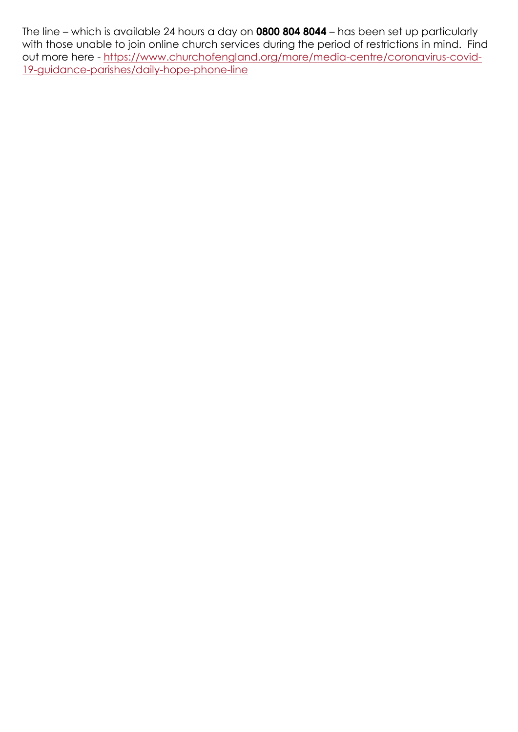The line – which is available 24 hours a day on **0800 804 8044** – has been set up particularly with those unable to join online church services during the period of restrictions in mind. Find out more here - [https://www.churchofengland.org/more/media-centre/coronavirus-covid-19-guidance-parishes/daily-hope-phone-line](https://www.churchofengland.org/more/media-centre/coronavirus-covid-19-guidance-parishes/daily-hope-phone-line)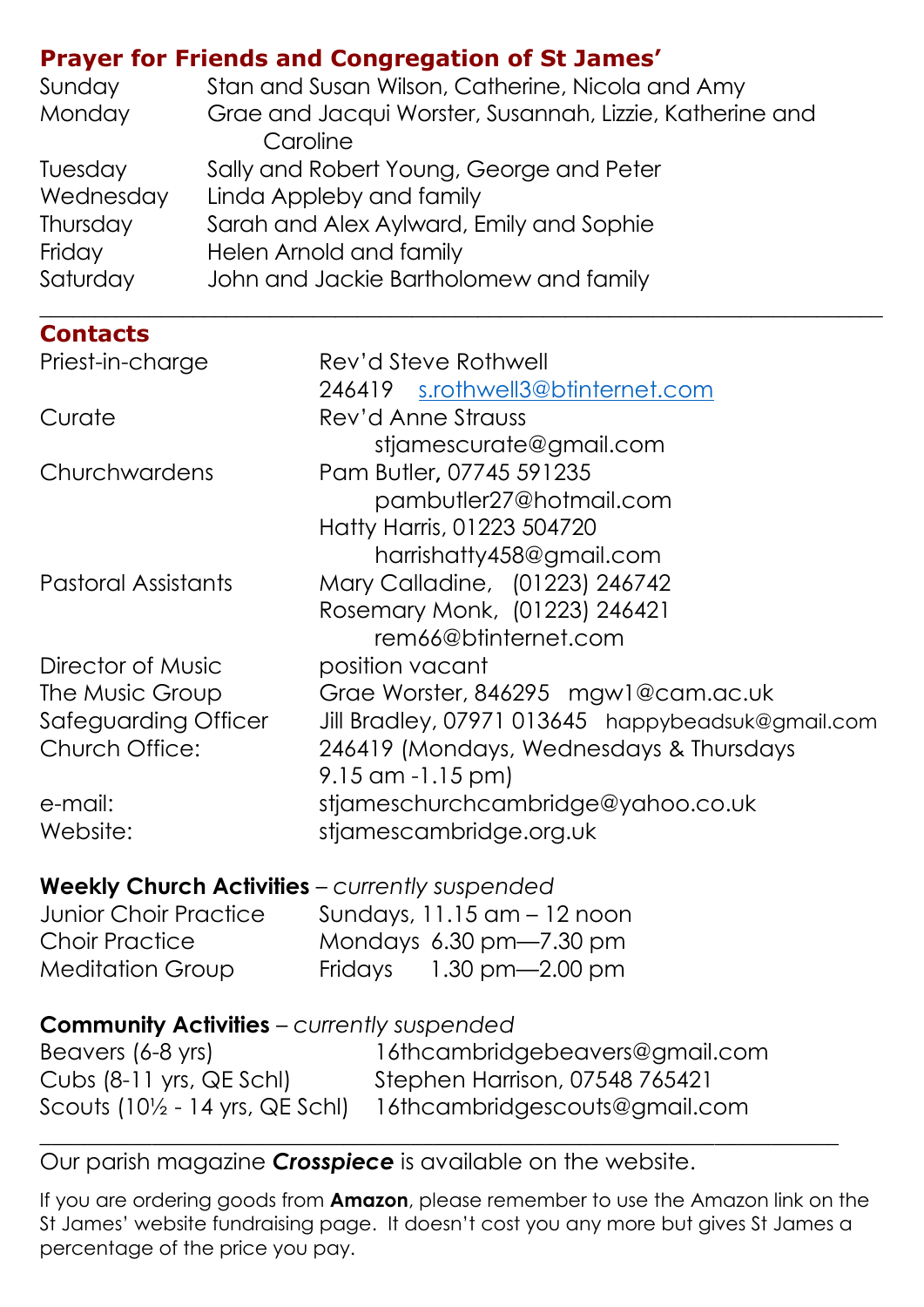## Prayer for Friends and Congregation of St James'

| | |
|---|---|
| Sunday | Stan and Susan Wilson, Catherine, Nicola and Amy |
| Monday | Grae and Jacqui Worster, Susannah, Lizzie, Katherine and Caroline |
| Tuesday | Sally and Robert Young, George and Peter |
| Wednesday | Linda Appleby and family |
| Thursday | Sarah and Alex Aylward, Emily and Sophie |
| Friday | Helen Arnold and family |
| Saturday | John and Jackie Bartholomew and family |

---

## Contacts

| | |
|---|---|
| Priest-in-charge | Rev'd Steve Rothwell<br>246419 s.rothwell3@btinternet.com |
| Curate | Rev'd Anne Strauss<br>stjamescurate@gmail.com |
| Churchwardens | Pam Butler, 07745 591235<br>pambutler27@hotmail.com<br>Hatty Harris, 01223 504720<br>harrishatty458@gmail.com |
| Pastoral Assistants | Mary Calladine, (01223) 246742<br>Rosemary Monk, (01223) 246421<br>rem66@btinternet.com |
| Director of Music | position vacant |
| The Music Group | Grae Worster, 846295 mgw1@cam.ac.uk |
| Safeguarding Officer | Jill Bradley, 07971 013645 happybeadsuk@gmail.com |
| Church Office: | 246419 (Mondays, Wednesdays & Thursdays 9.15 am -1.15 pm) |
| e-mail: | stjameschurchcambridge@yahoo.co.uk |
| Website: | stjamescambridge.org.uk |

**Weekly Church Activities** – *currently suspended*

| | |
|---|---|
| Junior Choir Practice | Sundays, 11.15 am – 12 noon |
| Choir Practice | Mondays 6.30 pm—7.30 pm |
| Meditation Group | Fridays 1.30 pm—2.00 pm |

**Community Activities** – *currently suspended*

| | |
|---|---|
| Beavers (6-8 yrs) | 16thcambridgebeavers@gmail.com |
| Cubs (8-11 yrs, QE Schl) | Stephen Harrison, 07548 765421 |
| Scouts (10½ - 14 yrs, QE Schl) | 16thcambridgescouts@gmail.com |

---

Our parish magazine ***Crosspiece*** is available on the website.

If you are ordering goods from **Amazon**, please remember to use the Amazon link on the St James' website fundraising page. It doesn't cost you any more but gives St James a percentage of the price you pay.